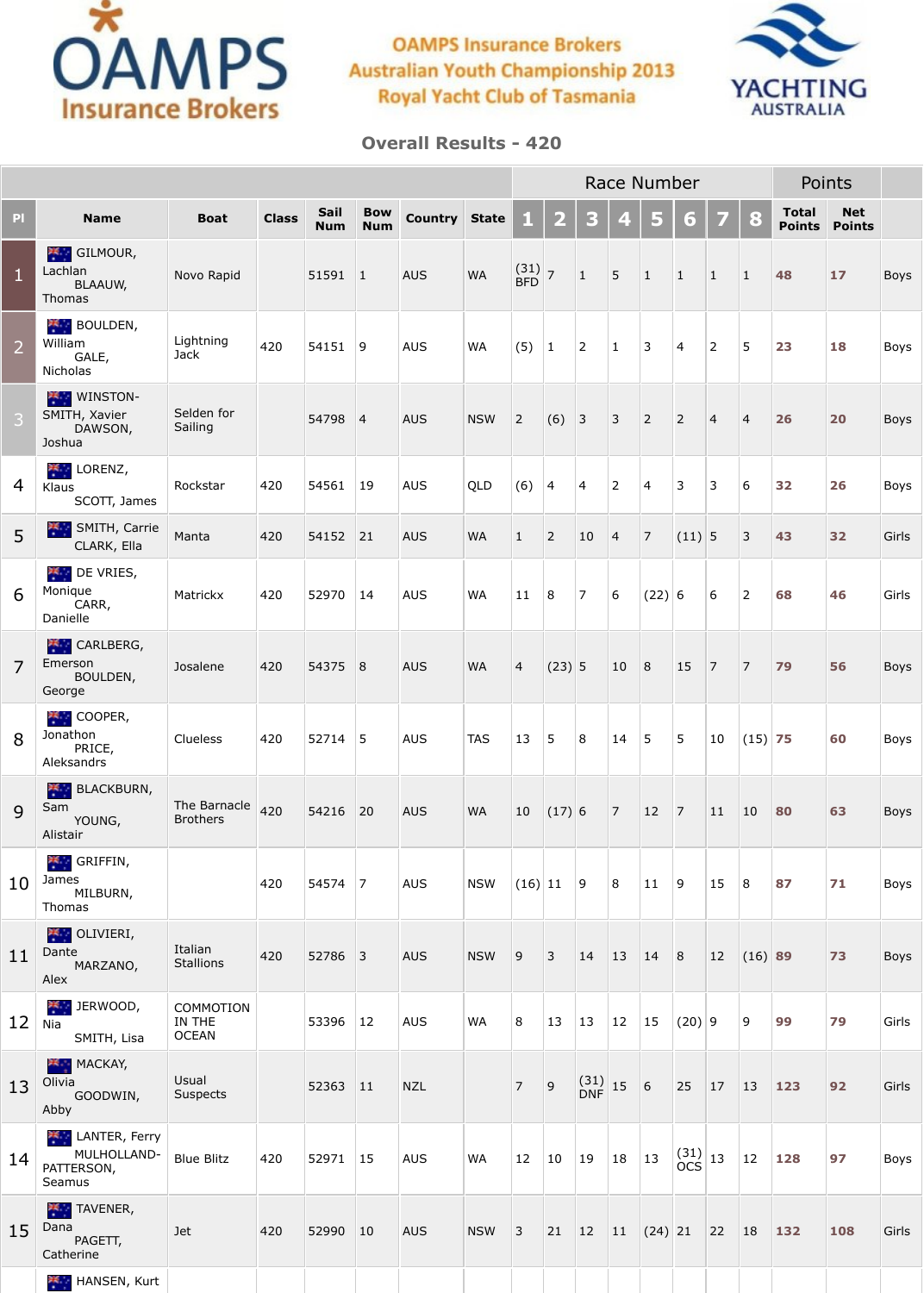OAMPS Insurance Brokers

OAMPS Insurance Brokers
Australian Youth Championship 2013
Royal Yacht Club of Tasmania

YACHTING AUSTRALIA

## Overall Results - 420

| | | | | | | | | Race Number | | | | | | | | Points | | |
|---|---|---|---|---|---|---|---|---|---|---|---|---|---|---|---|---|---|---|
| Pl | Name | Boat | Class | Sail Num | Bow Num | Country | State | 1 | 2 | 3 | 4 | 5 | 6 | 7 | 8 | Total Points | Net Points | |
| 1 | GILMOUR, Lachlan BLAAUW, Thomas | Novo Rapid | | 51591 | 1 | AUS | WA | (31) BFD | 7 | 1 | 5 | 1 | 1 | 1 | 1 | 48 | 17 | Boys |
| 2 | BOULDEN, William GALE, Nicholas | Lightning Jack | 420 | 54151 | 9 | AUS | WA | (5) | 1 | 2 | 1 | 3 | 4 | 2 | 5 | 23 | 18 | Boys |
| 3 | WINSTON-SMITH, Xavier DAWSON, Joshua | Selden for Sailing | | 54798 | 4 | AUS | NSW | 2 | (6) | 3 | 3 | 2 | 2 | 4 | 4 | 26 | 20 | Boys |
| 4 | LORENZ, Klaus SCOTT, James | Rockstar | 420 | 54561 | 19 | AUS | QLD | (6) | 4 | 4 | 2 | 4 | 3 | 3 | 6 | 32 | 26 | Boys |
| 5 | SMITH, Carrie CLARK, Ella | Manta | 420 | 54152 | 21 | AUS | WA | 1 | 2 | 10 | 4 | 7 | (11) | 5 | 3 | 43 | 32 | Girls |
| 6 | DE VRIES, Monique CARR, Danielle | Matrickx | 420 | 52970 | 14 | AUS | WA | 11 | 8 | 7 | 6 | (22) | 6 | 6 | 2 | 68 | 46 | Girls |
| 7 | CARLBERG, Emerson BOULDEN, George | Josalene | 420 | 54375 | 8 | AUS | WA | 4 | (23) | 5 | 10 | 8 | 15 | 7 | 7 | 79 | 56 | Boys |
| 8 | COOPER, Jonathon PRICE, Aleksandrs | Clueless | 420 | 52714 | 5 | AUS | TAS | 13 | 5 | 8 | 14 | 5 | 5 | 10 | (15) | 75 | 60 | Boys |
| 9 | BLACKBURN, Sam YOUNG, Alistair | The Barnacle Brothers | 420 | 54216 | 20 | AUS | WA | 10 | (17) | 6 | 7 | 12 | 7 | 11 | 10 | 80 | 63 | Boys |
| 10 | GRIFFIN, James MILBURN, Thomas | | 420 | 54574 | 7 | AUS | NSW | (16) | 11 | 9 | 8 | 11 | 9 | 15 | 8 | 87 | 71 | Boys |
| 11 | OLIVIERI, Dante MARZANO, Alex | Italian Stallions | 420 | 52786 | 3 | AUS | NSW | 9 | 3 | 14 | 13 | 14 | 8 | 12 | (16) | 89 | 73 | Boys |
| 12 | JERWOOD, Nia SMITH, Lisa | COMMOTION IN THE OCEAN | | 53396 | 12 | AUS | WA | 8 | 13 | 13 | 12 | 15 | (20) | 9 | 9 | 99 | 79 | Girls |
| 13 | MACKAY, Olivia GOODWIN, Abby | Usual Suspects | | 52363 | 11 | NZL | | 7 | 9 | (31) DNF | 15 | 6 | 25 | 17 | 13 | 123 | 92 | Girls |
| 14 | LANTER, Ferry MULHOLLAND-PATTERSON, Seamus | Blue Blitz | 420 | 52971 | 15 | AUS | WA | 12 | 10 | 19 | 18 | 13 | (31) OCS | 13 | 12 | 128 | 97 | Boys |
| 15 | TAVENER, Dana PAGETT, Catherine | Jet | 420 | 52990 | 10 | AUS | NSW | 3 | 21 | 12 | 11 | (24) | 21 | 22 | 18 | 132 | 108 | Girls |
| | HANSEN, Kurt | | | | | | | | | | | | | | | | | |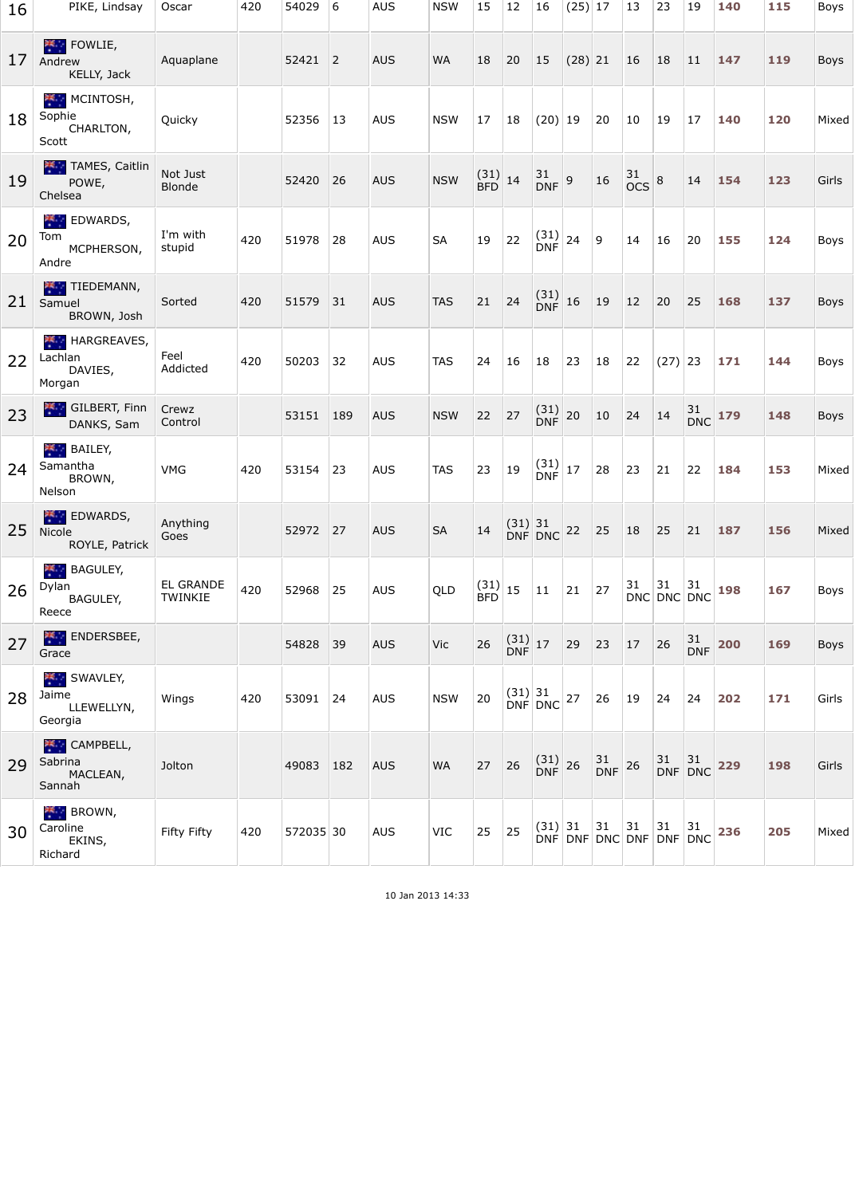| | | | | | | | | | | | | | | | | | | | |
|---|---|---|---|---|---|---|---|---|---|---|---|---|---|---|---|---|---|---|---|
| 16 | PIKE, Lindsay | Oscar | 420 | 54029 | 6 | AUS | NSW | 15 | 12 | 16 | (25) | 17 | 13 | 23 | 19 | **140** | **115** | Boys |
| 17 | FOWLIE, Andrew KELLY, Jack | Aquaplane | | 52421 | 2 | AUS | WA | 18 | 20 | 15 | (28) | 21 | 16 | 18 | 11 | **147** | **119** | Boys |
| 18 | MCINTOSH, Sophie CHARLTON, Scott | Quicky | | 52356 | 13 | AUS | NSW | 17 | 18 | (20) | 19 | 20 | 10 | 19 | 17 | **140** | **120** | Mixed |
| 19 | TAMES, Caitlin POWE, Chelsea | Not Just Blonde | | 52420 | 26 | AUS | NSW | (31) BFD | 14 | 31 DNF | 9 | 16 | 31 OCS | 8 | 14 | **154** | **123** | Girls |
| 20 | EDWARDS, Tom MCPHERSON, Andre | I'm with stupid | 420 | 51978 | 28 | AUS | SA | 19 | 22 | (31) DNF | 24 | 9 | 14 | 16 | 20 | **155** | **124** | Boys |
| 21 | TIEDEMANN, Samuel BROWN, Josh | Sorted | 420 | 51579 | 31 | AUS | TAS | 21 | 24 | (31) DNF | 16 | 19 | 12 | 20 | 25 | **168** | **137** | Boys |
| 22 | HARGREAVES, Lachlan DAVIES, Morgan | Feel Addicted | 420 | 50203 | 32 | AUS | TAS | 24 | 16 | 18 | 23 | 18 | 22 | (27) | 23 | **171** | **144** | Boys |
| 23 | GILBERT, Finn DANKS, Sam | Crewz Control | | 53151 | 189 | AUS | NSW | 22 | 27 | (31) DNF | 20 | 10 | 24 | 14 | 31 DNC | **179** | **148** | Boys |
| 24 | BAILEY, Samantha BROWN, Nelson | VMG | 420 | 53154 | 23 | AUS | TAS | 23 | 19 | (31) DNF | 17 | 28 | 23 | 21 | 22 | **184** | **153** | Mixed |
| 25 | EDWARDS, Nicole ROYLE, Patrick | Anything Goes | | 52972 | 27 | AUS | SA | 14 | (31) DNF | 31 DNC | 22 | 25 | 18 | 25 | 21 | **187** | **156** | Mixed |
| 26 | BAGULEY, Dylan BAGULEY, Reece | EL GRANDE TWINKIE | 420 | 52968 | 25 | AUS | QLD | (31) BFD | 15 | 11 | 21 | 27 | 31 DNC | 31 DNC | 31 DNC | **198** | **167** | Boys |
| 27 | ENDERSBEE, Grace | | | 54828 | 39 | AUS | Vic | 26 | (31) DNF | 17 | 29 | 23 | 17 | 26 | 31 DNF | **200** | **169** | Boys |
| 28 | SWAVLEY, Jaime LLEWELLYN, Georgia | Wings | 420 | 53091 | 24 | AUS | NSW | 20 | (31) DNF | 31 DNC | 27 | 26 | 19 | 24 | 24 | **202** | **171** | Girls |
| 29 | CAMPBELL, Sabrina MACLEAN, Sannah | Jolton | | 49083 | 182 | AUS | WA | 27 | 26 | (31) DNF | 26 | 31 DNF | 26 | 31 DNF | 31 DNC | **229** | **198** | Girls |
| 30 | BROWN, Caroline EKINS, Richard | Fifty Fifty | 420 | 572035 | 30 | AUS | VIC | 25 | 25 | (31) DNF | 31 DNF | 31 DNC | 31 DNF | 31 DNF | 31 DNC | **236** | **205** | Mixed |

10 Jan 2013 14:33